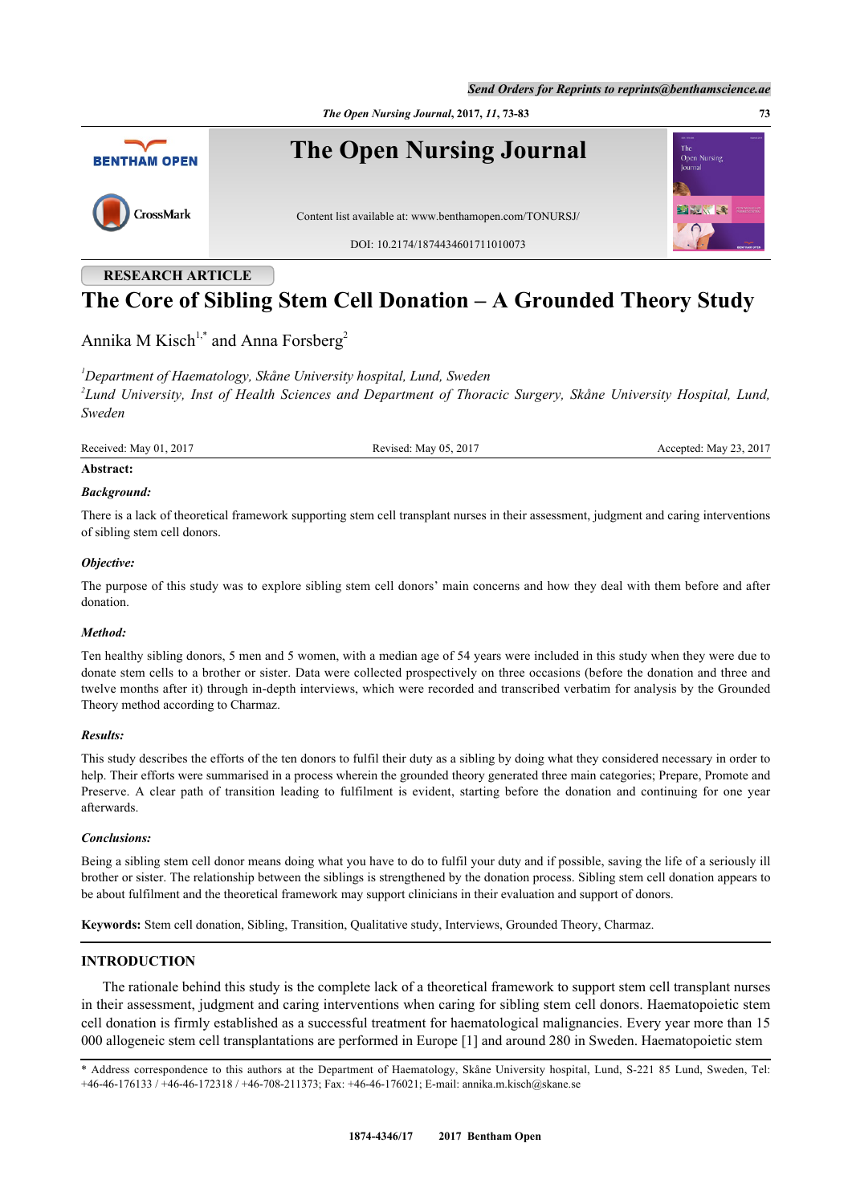RESEARCH ARTICLE

# The Core of Sibling Stem Cell Donation – A Grounded Theory Study

Annika M Kisch[1,*] and Anna Forsberg[2]

[1]Department of Haematology, Skåne University hospital, Lund, Sweden
[2]Lund University, Inst of Health Sciences and Department of Thoracic Surgery, Skåne University Hospital, Lund, Sweden

Received: May 01, 2017 Revised: May 05, 2017 Accepted: May 23, 2017

**Abstract:**

***Background:***

There is a lack of theoretical framework supporting stem cell transplant nurses in their assessment, judgment and caring interventions of sibling stem cell donors.

***Objective:***

The purpose of this study was to explore sibling stem cell donors' main concerns and how they deal with them before and after donation.

***Method:***

Ten healthy sibling donors, 5 men and 5 women, with a median age of 54 years were included in this study when they were due to donate stem cells to a brother or sister. Data were collected prospectively on three occasions (before the donation and three and twelve months after it) through in-depth interviews, which were recorded and transcribed verbatim for analysis by the Grounded Theory method according to Charmaz.

***Results:***

This study describes the efforts of the ten donors to fulfil their duty as a sibling by doing what they considered necessary in order to help. Their efforts were summarised in a process wherein the grounded theory generated three main categories; Prepare, Promote and Preserve. A clear path of transition leading to fulfilment is evident, starting before the donation and continuing for one year afterwards.

***Conclusions:***

Being a sibling stem cell donor means doing what you have to do to fulfil your duty and if possible, saving the life of a seriously ill brother or sister. The relationship between the siblings is strengthened by the donation process. Sibling stem cell donation appears to be about fulfilment and the theoretical framework may support clinicians in their evaluation and support of donors.

**Keywords:** Stem cell donation, Sibling, Transition, Qualitative study, Interviews, Grounded Theory, Charmaz.

## INTRODUCTION

The rationale behind this study is the complete lack of a theoretical framework to support stem cell transplant nurses in their assessment, judgment and caring interventions when caring for sibling stem cell donors. Haematopoietic stem cell donation is firmly established as a successful treatment for haematological malignancies. Every year more than 15 000 allogeneic stem cell transplantations are performed in Europe [1] and around 280 in Sweden. Haematopoietic stem

* Address correspondence to this authors at the Department of Haematology, Skåne University hospital, Lund, S-221 85 Lund, Sweden, Tel: +46-46-176133 / +46-46-172318 / +46-708-211373; Fax: +46-46-176021; E-mail: annika.m.kisch@skane.se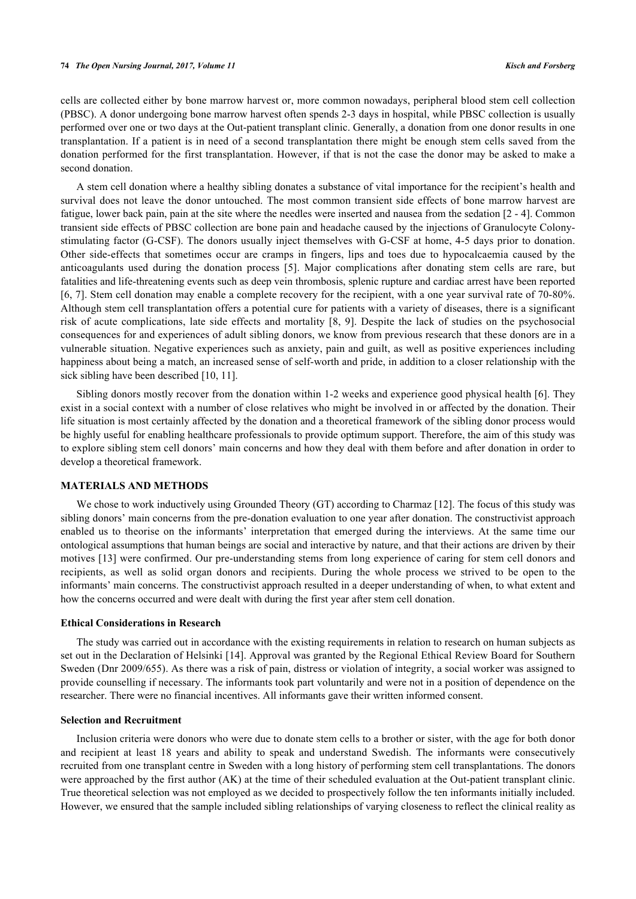cells are collected either by bone marrow harvest or, more common nowadays, peripheral blood stem cell collection (PBSC). A donor undergoing bone marrow harvest often spends 2-3 days in hospital, while PBSC collection is usually performed over one or two days at the Out-patient transplant clinic. Generally, a donation from one donor results in one transplantation. If a patient is in need of a second transplantation there might be enough stem cells saved from the donation performed for the first transplantation. However, if that is not the case the donor may be asked to make a second donation.

A stem cell donation where a healthy sibling donates a substance of vital importance for the recipient's health and survival does not leave the donor untouched. The most common transient side effects of bone marrow harvest are fatigue, lower back pain, pain at the site where the needles were inserted and nausea from the sedation [2 - 4]. Common transient side effects of PBSC collection are bone pain and headache caused by the injections of Granulocyte Colony-stimulating factor (G-CSF). The donors usually inject themselves with G-CSF at home, 4-5 days prior to donation. Other side-effects that sometimes occur are cramps in fingers, lips and toes due to hypocalcaemia caused by the anticoagulants used during the donation process [5]. Major complications after donating stem cells are rare, but fatalities and life-threatening events such as deep vein thrombosis, splenic rupture and cardiac arrest have been reported [6, 7]. Stem cell donation may enable a complete recovery for the recipient, with a one year survival rate of 70-80%. Although stem cell transplantation offers a potential cure for patients with a variety of diseases, there is a significant risk of acute complications, late side effects and mortality [8, 9]. Despite the lack of studies on the psychosocial consequences for and experiences of adult sibling donors, we know from previous research that these donors are in a vulnerable situation. Negative experiences such as anxiety, pain and guilt, as well as positive experiences including happiness about being a match, an increased sense of self-worth and pride, in addition to a closer relationship with the sick sibling have been described [10, 11].

Sibling donors mostly recover from the donation within 1-2 weeks and experience good physical health [6]. They exist in a social context with a number of close relatives who might be involved in or affected by the donation. Their life situation is most certainly affected by the donation and a theoretical framework of the sibling donor process would be highly useful for enabling healthcare professionals to provide optimum support. Therefore, the aim of this study was to explore sibling stem cell donors' main concerns and how they deal with them before and after donation in order to develop a theoretical framework.

## MATERIALS AND METHODS

We chose to work inductively using Grounded Theory (GT) according to Charmaz [12]. The focus of this study was sibling donors' main concerns from the pre-donation evaluation to one year after donation. The constructivist approach enabled us to theorise on the informants' interpretation that emerged during the interviews. At the same time our ontological assumptions that human beings are social and interactive by nature, and that their actions are driven by their motives [13] were confirmed. Our pre-understanding stems from long experience of caring for stem cell donors and recipients, as well as solid organ donors and recipients. During the whole process we strived to be open to the informants' main concerns. The constructivist approach resulted in a deeper understanding of when, to what extent and how the concerns occurred and were dealt with during the first year after stem cell donation.

### Ethical Considerations in Research

The study was carried out in accordance with the existing requirements in relation to research on human subjects as set out in the Declaration of Helsinki [14]. Approval was granted by the Regional Ethical Review Board for Southern Sweden (Dnr 2009/655). As there was a risk of pain, distress or violation of integrity, a social worker was assigned to provide counselling if necessary. The informants took part voluntarily and were not in a position of dependence on the researcher. There were no financial incentives. All informants gave their written informed consent.

### Selection and Recruitment

Inclusion criteria were donors who were due to donate stem cells to a brother or sister, with the age for both donor and recipient at least 18 years and ability to speak and understand Swedish. The informants were consecutively recruited from one transplant centre in Sweden with a long history of performing stem cell transplantations. The donors were approached by the first author (AK) at the time of their scheduled evaluation at the Out-patient transplant clinic. True theoretical selection was not employed as we decided to prospectively follow the ten informants initially included. However, we ensured that the sample included sibling relationships of varying closeness to reflect the clinical reality as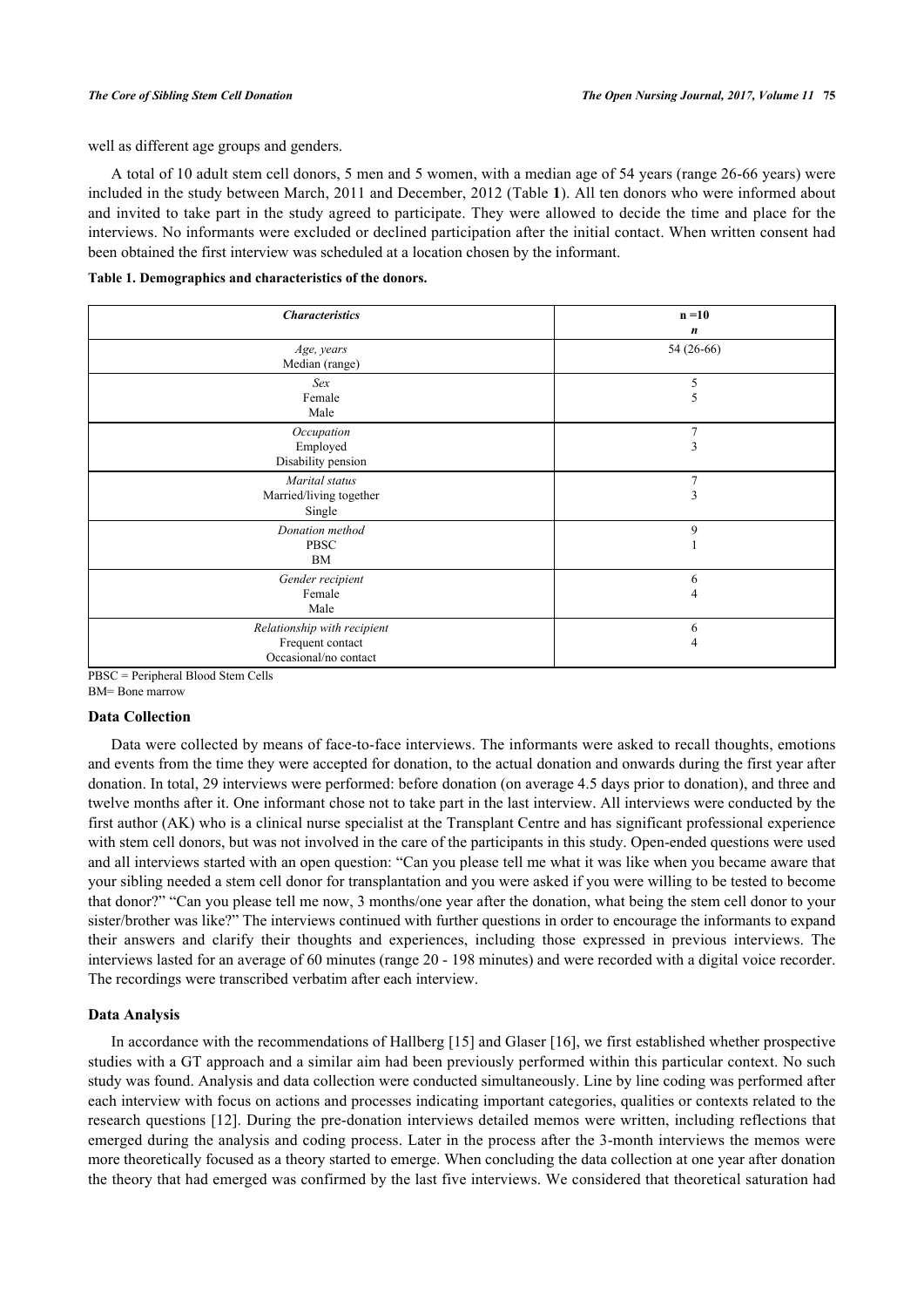well as different age groups and genders.

A total of 10 adult stem cell donors, 5 men and 5 women, with a median age of 54 years (range 26-66 years) were included in the study between March, 2011 and December, 2012 (Table **1**). All ten donors who were informed about and invited to take part in the study agreed to participate. They were allowed to decide the time and place for the interviews. No informants were excluded or declined participation after the initial contact. When written consent had been obtained the first interview was scheduled at a location chosen by the informant.

**Table 1. Demographics and characteristics of the donors.**

| *Characteristics* | n =10 *n* |
|---|---|
| *Age, years* Median (range) | 54 (26-66) |
| *Sex* | |
| Female | 5 |
| Male | 5 |
| *Occupation* | |
| Employed | 7 |
| Disability pension | 3 |
| *Marital status* | |
| Married/living together | 7 |
| Single | 3 |
| *Donation method* | |
| PBSC | 9 |
| BM | 1 |
| *Gender recipient* | |
| Female | 6 |
| Male | 4 |
| *Relationship with recipient* | |
| Frequent contact | 6 |
| Occasional/no contact | 4 |

PBSC = Peripheral Blood Stem Cells
BM= Bone marrow

### Data Collection

Data were collected by means of face-to-face interviews. The informants were asked to recall thoughts, emotions and events from the time they were accepted for donation, to the actual donation and onwards during the first year after donation. In total, 29 interviews were performed: before donation (on average 4.5 days prior to donation), and three and twelve months after it. One informant chose not to take part in the last interview. All interviews were conducted by the first author (AK) who is a clinical nurse specialist at the Transplant Centre and has significant professional experience with stem cell donors, but was not involved in the care of the participants in this study. Open-ended questions were used and all interviews started with an open question: "Can you please tell me what it was like when you became aware that your sibling needed a stem cell donor for transplantation and you were asked if you were willing to be tested to become that donor?" "Can you please tell me now, 3 months/one year after the donation, what being the stem cell donor to your sister/brother was like?" The interviews continued with further questions in order to encourage the informants to expand their answers and clarify their thoughts and experiences, including those expressed in previous interviews. The interviews lasted for an average of 60 minutes (range 20 - 198 minutes) and were recorded with a digital voice recorder. The recordings were transcribed verbatim after each interview.

### Data Analysis

In accordance with the recommendations of Hallberg [15] and Glaser [16], we first established whether prospective studies with a GT approach and a similar aim had been previously performed within this particular context. No such study was found. Analysis and data collection were conducted simultaneously. Line by line coding was performed after each interview with focus on actions and processes indicating important categories, qualities or contexts related to the research questions [12]. During the pre-donation interviews detailed memos were written, including reflections that emerged during the analysis and coding process. Later in the process after the 3-month interviews the memos were more theoretically focused as a theory started to emerge. When concluding the data collection at one year after donation the theory that had emerged was confirmed by the last five interviews. We considered that theoretical saturation had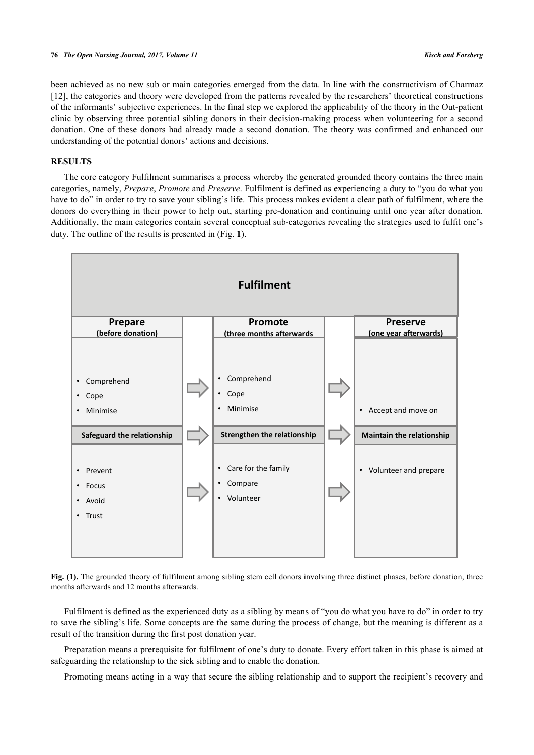been achieved as no new sub or main categories emerged from the data. In line with the constructivism of Charmaz [12], the categories and theory were developed from the patterns revealed by the researchers' theoretical constructions of the informants' subjective experiences. In the final step we explored the applicability of the theory in the Out-patient clinic by observing three potential sibling donors in their decision-making process when volunteering for a second donation. One of these donors had already made a second donation. The theory was confirmed and enhanced our understanding of the potential donors' actions and decisions.

## RESULTS

The core category Fulfilment summarises a process whereby the generated grounded theory contains the three main categories, namely, *Prepare*, *Promote* and *Preserve*. Fulfilment is defined as experiencing a duty to "you do what you have to do" in order to try to save your sibling's life. This process makes evident a clear path of fulfilment, where the donors do everything in their power to help out, starting pre-donation and continuing until one year after donation. Additionally, the main categories contain several conceptual sub-categories revealing the strategies used to fulfil one's duty. The outline of the results is presented in (Fig. **1**).

| Fulfilment | | |
|---|---|---|
| **Prepare** (before donation) | **Promote** (three months afterwards) | **Preserve** (one year afterwards) |
| • Comprehend<br>• Cope<br>• Minimise | • Comprehend<br>• Cope<br>• Minimise | • Accept and move on |
| **Safeguard the relationship** | **Strengthen the relationship** | **Maintain the relationship** |
| • Prevent<br>• Focus<br>• Avoid<br>• Trust | • Care for the family<br>• Compare<br>• Volunteer | • Volunteer and prepare |

**Fig. (1).** The grounded theory of fulfilment among sibling stem cell donors involving three distinct phases, before donation, three months afterwards and 12 months afterwards.

Fulfilment is defined as the experienced duty as a sibling by means of "you do what you have to do" in order to try to save the sibling's life. Some concepts are the same during the process of change, but the meaning is different as a result of the transition during the first post donation year.

Preparation means a prerequisite for fulfilment of one's duty to donate. Every effort taken in this phase is aimed at safeguarding the relationship to the sick sibling and to enable the donation.

Promoting means acting in a way that secure the sibling relationship and to support the recipient's recovery and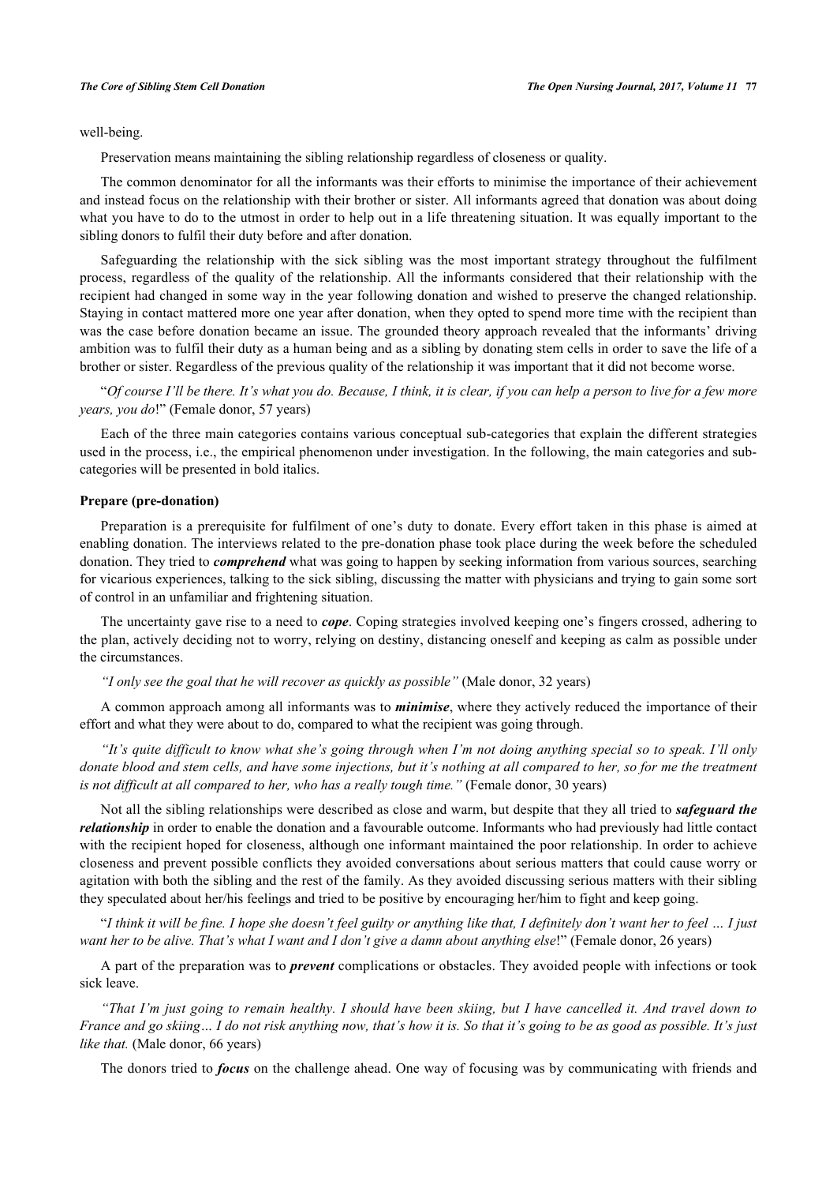well-being.

Preservation means maintaining the sibling relationship regardless of closeness or quality.

The common denominator for all the informants was their efforts to minimise the importance of their achievement and instead focus on the relationship with their brother or sister. All informants agreed that donation was about doing what you have to do to the utmost in order to help out in a life threatening situation. It was equally important to the sibling donors to fulfil their duty before and after donation.

Safeguarding the relationship with the sick sibling was the most important strategy throughout the fulfilment process, regardless of the quality of the relationship. All the informants considered that their relationship with the recipient had changed in some way in the year following donation and wished to preserve the changed relationship. Staying in contact mattered more one year after donation, when they opted to spend more time with the recipient than was the case before donation became an issue. The grounded theory approach revealed that the informants' driving ambition was to fulfil their duty as a human being and as a sibling by donating stem cells in order to save the life of a brother or sister. Regardless of the previous quality of the relationship it was important that it did not become worse.

"*Of course I'll be there. It's what you do. Because, I think, it is clear, if you can help a person to live for a few more years, you do*!" (Female donor, 57 years)

Each of the three main categories contains various conceptual sub-categories that explain the different strategies used in the process, i.e., the empirical phenomenon under investigation. In the following, the main categories and sub-categories will be presented in bold italics.

**Prepare (pre-donation)**

Preparation is a prerequisite for fulfilment of one's duty to donate. Every effort taken in this phase is aimed at enabling donation. The interviews related to the pre-donation phase took place during the week before the scheduled donation. They tried to ***comprehend*** what was going to happen by seeking information from various sources, searching for vicarious experiences, talking to the sick sibling, discussing the matter with physicians and trying to gain some sort of control in an unfamiliar and frightening situation.

The uncertainty gave rise to a need to ***cope***. Coping strategies involved keeping one's fingers crossed, adhering to the plan, actively deciding not to worry, relying on destiny, distancing oneself and keeping as calm as possible under the circumstances.

*"I only see the goal that he will recover as quickly as possible"* (Male donor, 32 years)

A common approach among all informants was to ***minimise***, where they actively reduced the importance of their effort and what they were about to do, compared to what the recipient was going through.

*"It's quite difficult to know what she's going through when I'm not doing anything special so to speak. I'll only donate blood and stem cells, and have some injections, but it's nothing at all compared to her, so for me the treatment is not difficult at all compared to her, who has a really tough time."* (Female donor, 30 years)

Not all the sibling relationships were described as close and warm, but despite that they all tried to ***safeguard the relationship*** in order to enable the donation and a favourable outcome. Informants who had previously had little contact with the recipient hoped for closeness, although one informant maintained the poor relationship. In order to achieve closeness and prevent possible conflicts they avoided conversations about serious matters that could cause worry or agitation with both the sibling and the rest of the family. As they avoided discussing serious matters with their sibling they speculated about her/his feelings and tried to be positive by encouraging her/him to fight and keep going.

"*I think it will be fine. I hope she doesn't feel guilty or anything like that, I definitely don't want her to feel … I just want her to be alive. That's what I want and I don't give a damn about anything else*!" (Female donor, 26 years)

A part of the preparation was to ***prevent*** complications or obstacles. They avoided people with infections or took sick leave.

*"That I'm just going to remain healthy. I should have been skiing, but I have cancelled it. And travel down to France and go skiing… I do not risk anything now, that's how it is. So that it's going to be as good as possible. It's just like that.* (Male donor, 66 years)

The donors tried to ***focus*** on the challenge ahead. One way of focusing was by communicating with friends and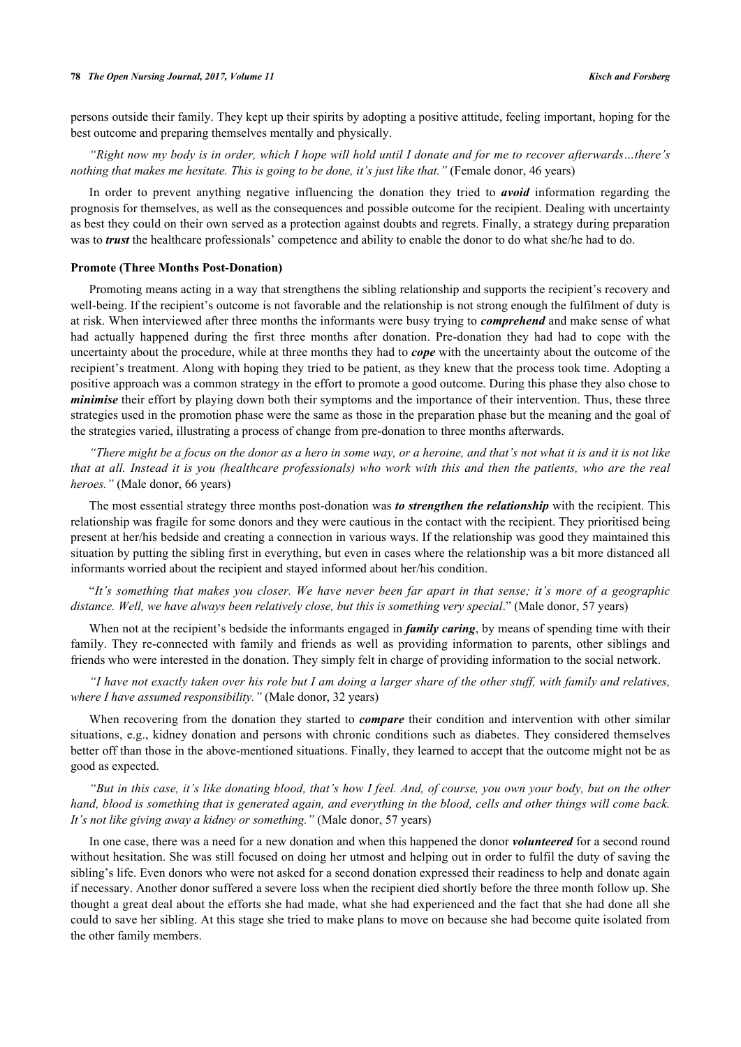persons outside their family. They kept up their spirits by adopting a positive attitude, feeling important, hoping for the best outcome and preparing themselves mentally and physically.

*"Right now my body is in order, which I hope will hold until I donate and for me to recover afterwards…there's nothing that makes me hesitate. This is going to be done, it's just like that."* (Female donor, 46 years)

In order to prevent anything negative influencing the donation they tried to ***avoid*** information regarding the prognosis for themselves, as well as the consequences and possible outcome for the recipient. Dealing with uncertainty as best they could on their own served as a protection against doubts and regrets. Finally, a strategy during preparation was to ***trust*** the healthcare professionals' competence and ability to enable the donor to do what she/he had to do.

**Promote (Three Months Post-Donation)**

Promoting means acting in a way that strengthens the sibling relationship and supports the recipient's recovery and well-being. If the recipient's outcome is not favorable and the relationship is not strong enough the fulfilment of duty is at risk. When interviewed after three months the informants were busy trying to ***comprehend*** and make sense of what had actually happened during the first three months after donation. Pre-donation they had had to cope with the uncertainty about the procedure, while at three months they had to ***cope*** with the uncertainty about the outcome of the recipient's treatment. Along with hoping they tried to be patient, as they knew that the process took time. Adopting a positive approach was a common strategy in the effort to promote a good outcome. During this phase they also chose to ***minimise*** their effort by playing down both their symptoms and the importance of their intervention. Thus, these three strategies used in the promotion phase were the same as those in the preparation phase but the meaning and the goal of the strategies varied, illustrating a process of change from pre-donation to three months afterwards.

*"There might be a focus on the donor as a hero in some way, or a heroine, and that's not what it is and it is not like that at all. Instead it is you (healthcare professionals) who work with this and then the patients, who are the real heroes."* (Male donor, 66 years)

The most essential strategy three months post-donation was ***to strengthen the relationship*** with the recipient. This relationship was fragile for some donors and they were cautious in the contact with the recipient. They prioritised being present at her/his bedside and creating a connection in various ways. If the relationship was good they maintained this situation by putting the sibling first in everything, but even in cases where the relationship was a bit more distanced all informants worried about the recipient and stayed informed about her/his condition.

"*It's something that makes you closer. We have never been far apart in that sense; it's more of a geographic distance. Well, we have always been relatively close, but this is something very special*." (Male donor, 57 years)

When not at the recipient's bedside the informants engaged in ***family caring***, by means of spending time with their family. They re-connected with family and friends as well as providing information to parents, other siblings and friends who were interested in the donation. They simply felt in charge of providing information to the social network.

*"I have not exactly taken over his role but I am doing a larger share of the other stuff, with family and relatives, where I have assumed responsibility."* (Male donor, 32 years)

When recovering from the donation they started to ***compare*** their condition and intervention with other similar situations, e.g., kidney donation and persons with chronic conditions such as diabetes. They considered themselves better off than those in the above-mentioned situations. Finally, they learned to accept that the outcome might not be as good as expected.

*"But in this case, it's like donating blood, that's how I feel. And, of course, you own your body, but on the other hand, blood is something that is generated again, and everything in the blood, cells and other things will come back. It's not like giving away a kidney or something."* (Male donor, 57 years)

In one case, there was a need for a new donation and when this happened the donor ***volunteered*** for a second round without hesitation. She was still focused on doing her utmost and helping out in order to fulfil the duty of saving the sibling's life. Even donors who were not asked for a second donation expressed their readiness to help and donate again if necessary. Another donor suffered a severe loss when the recipient died shortly before the three month follow up. She thought a great deal about the efforts she had made, what she had experienced and the fact that she had done all she could to save her sibling. At this stage she tried to make plans to move on because she had become quite isolated from the other family members.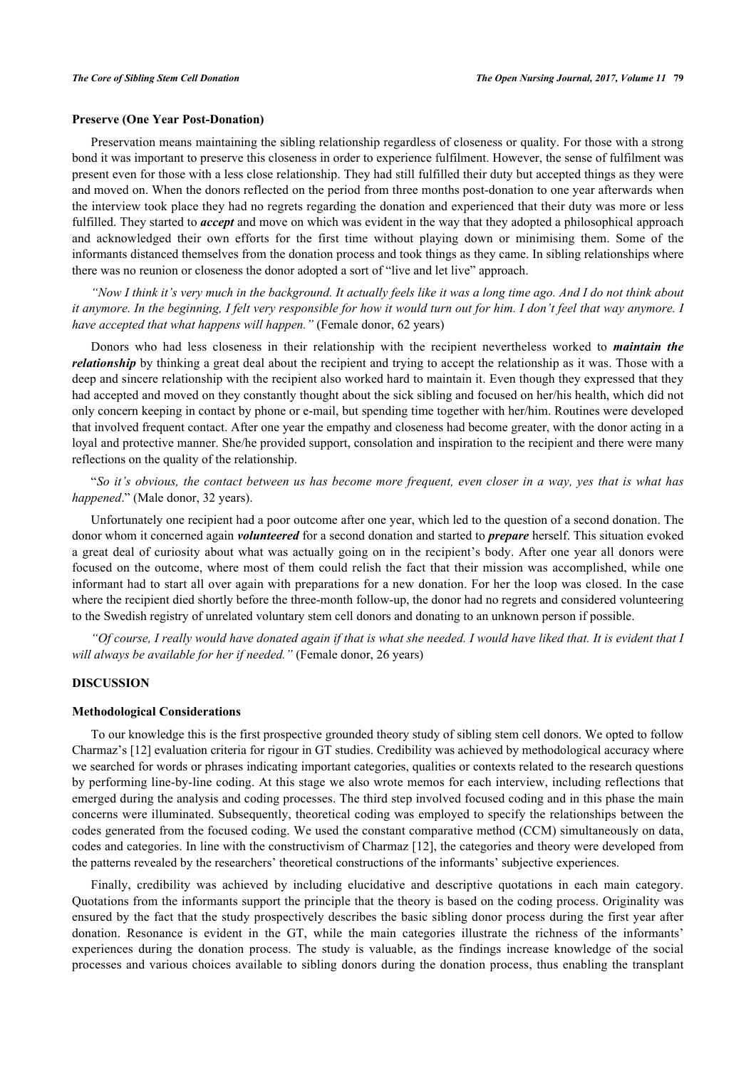### Preserve (One Year Post-Donation)

Preservation means maintaining the sibling relationship regardless of closeness or quality. For those with a strong bond it was important to preserve this closeness in order to experience fulfilment. However, the sense of fulfilment was present even for those with a less close relationship. They had still fulfilled their duty but accepted things as they were and moved on. When the donors reflected on the period from three months post-donation to one year afterwards when the interview took place they had no regrets regarding the donation and experienced that their duty was more or less fulfilled. They started to ***accept*** and move on which was evident in the way that they adopted a philosophical approach and acknowledged their own efforts for the first time without playing down or minimising them. Some of the informants distanced themselves from the donation process and took things as they came. In sibling relationships where there was no reunion or closeness the donor adopted a sort of "live and let live" approach.

*"Now I think it's very much in the background. It actually feels like it was a long time ago. And I do not think about it anymore. In the beginning, I felt very responsible for how it would turn out for him. I don't feel that way anymore. I have accepted that what happens will happen."* (Female donor, 62 years)

Donors who had less closeness in their relationship with the recipient nevertheless worked to ***maintain the relationship*** by thinking a great deal about the recipient and trying to accept the relationship as it was. Those with a deep and sincere relationship with the recipient also worked hard to maintain it. Even though they expressed that they had accepted and moved on they constantly thought about the sick sibling and focused on her/his health, which did not only concern keeping in contact by phone or e-mail, but spending time together with her/him. Routines were developed that involved frequent contact. After one year the empathy and closeness had become greater, with the donor acting in a loyal and protective manner. She/he provided support, consolation and inspiration to the recipient and there were many reflections on the quality of the relationship.

"*So it's obvious, the contact between us has become more frequent, even closer in a way, yes that is what has happened*." (Male donor, 32 years).

Unfortunately one recipient had a poor outcome after one year, which led to the question of a second donation. The donor whom it concerned again ***volunteered*** for a second donation and started to ***prepare*** herself. This situation evoked a great deal of curiosity about what was actually going on in the recipient's body. After one year all donors were focused on the outcome, where most of them could relish the fact that their mission was accomplished, while one informant had to start all over again with preparations for a new donation. For her the loop was closed. In the case where the recipient died shortly before the three-month follow-up, the donor had no regrets and considered volunteering to the Swedish registry of unrelated voluntary stem cell donors and donating to an unknown person if possible.

*"Of course, I really would have donated again if that is what she needed. I would have liked that. It is evident that I will always be available for her if needed."* (Female donor, 26 years)

## DISCUSSION

### Methodological Considerations

To our knowledge this is the first prospective grounded theory study of sibling stem cell donors. We opted to follow Charmaz's [12] evaluation criteria for rigour in GT studies. Credibility was achieved by methodological accuracy where we searched for words or phrases indicating important categories, qualities or contexts related to the research questions by performing line-by-line coding. At this stage we also wrote memos for each interview, including reflections that emerged during the analysis and coding processes. The third step involved focused coding and in this phase the main concerns were illuminated. Subsequently, theoretical coding was employed to specify the relationships between the codes generated from the focused coding. We used the constant comparative method (CCM) simultaneously on data, codes and categories. In line with the constructivism of Charmaz [12], the categories and theory were developed from the patterns revealed by the researchers' theoretical constructions of the informants' subjective experiences.

Finally, credibility was achieved by including elucidative and descriptive quotations in each main category. Quotations from the informants support the principle that the theory is based on the coding process. Originality was ensured by the fact that the study prospectively describes the basic sibling donor process during the first year after donation. Resonance is evident in the GT, while the main categories illustrate the richness of the informants' experiences during the donation process. The study is valuable, as the findings increase knowledge of the social processes and various choices available to sibling donors during the donation process, thus enabling the transplant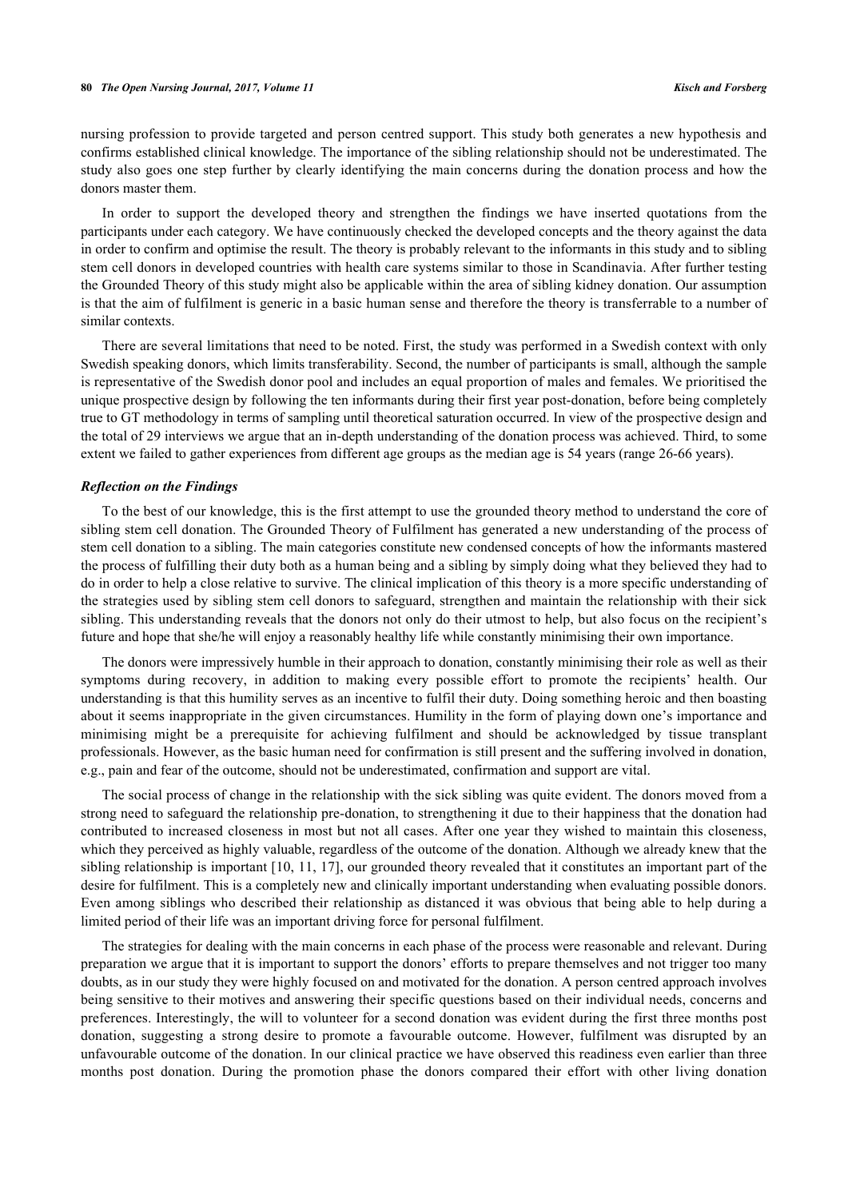nursing profession to provide targeted and person centred support. This study both generates a new hypothesis and confirms established clinical knowledge. The importance of the sibling relationship should not be underestimated. The study also goes one step further by clearly identifying the main concerns during the donation process and how the donors master them.

In order to support the developed theory and strengthen the findings we have inserted quotations from the participants under each category. We have continuously checked the developed concepts and the theory against the data in order to confirm and optimise the result. The theory is probably relevant to the informants in this study and to sibling stem cell donors in developed countries with health care systems similar to those in Scandinavia. After further testing the Grounded Theory of this study might also be applicable within the area of sibling kidney donation. Our assumption is that the aim of fulfilment is generic in a basic human sense and therefore the theory is transferrable to a number of similar contexts.

There are several limitations that need to be noted. First, the study was performed in a Swedish context with only Swedish speaking donors, which limits transferability. Second, the number of participants is small, although the sample is representative of the Swedish donor pool and includes an equal proportion of males and females. We prioritised the unique prospective design by following the ten informants during their first year post-donation, before being completely true to GT methodology in terms of sampling until theoretical saturation occurred. In view of the prospective design and the total of 29 interviews we argue that an in-depth understanding of the donation process was achieved. Third, to some extent we failed to gather experiences from different age groups as the median age is 54 years (range 26-66 years).

### *Reflection on the Findings*

To the best of our knowledge, this is the first attempt to use the grounded theory method to understand the core of sibling stem cell donation. The Grounded Theory of Fulfilment has generated a new understanding of the process of stem cell donation to a sibling. The main categories constitute new condensed concepts of how the informants mastered the process of fulfilling their duty both as a human being and a sibling by simply doing what they believed they had to do in order to help a close relative to survive. The clinical implication of this theory is a more specific understanding of the strategies used by sibling stem cell donors to safeguard, strengthen and maintain the relationship with their sick sibling. This understanding reveals that the donors not only do their utmost to help, but also focus on the recipient's future and hope that she/he will enjoy a reasonably healthy life while constantly minimising their own importance.

The donors were impressively humble in their approach to donation, constantly minimising their role as well as their symptoms during recovery, in addition to making every possible effort to promote the recipients' health. Our understanding is that this humility serves as an incentive to fulfil their duty. Doing something heroic and then boasting about it seems inappropriate in the given circumstances. Humility in the form of playing down one's importance and minimising might be a prerequisite for achieving fulfilment and should be acknowledged by tissue transplant professionals. However, as the basic human need for confirmation is still present and the suffering involved in donation, e.g., pain and fear of the outcome, should not be underestimated, confirmation and support are vital.

The social process of change in the relationship with the sick sibling was quite evident. The donors moved from a strong need to safeguard the relationship pre-donation, to strengthening it due to their happiness that the donation had contributed to increased closeness in most but not all cases. After one year they wished to maintain this closeness, which they perceived as highly valuable, regardless of the outcome of the donation. Although we already knew that the sibling relationship is important [10, 11, 17], our grounded theory revealed that it constitutes an important part of the desire for fulfilment. This is a completely new and clinically important understanding when evaluating possible donors. Even among siblings who described their relationship as distanced it was obvious that being able to help during a limited period of their life was an important driving force for personal fulfilment.

The strategies for dealing with the main concerns in each phase of the process were reasonable and relevant. During preparation we argue that it is important to support the donors' efforts to prepare themselves and not trigger too many doubts, as in our study they were highly focused on and motivated for the donation. A person centred approach involves being sensitive to their motives and answering their specific questions based on their individual needs, concerns and preferences. Interestingly, the will to volunteer for a second donation was evident during the first three months post donation, suggesting a strong desire to promote a favourable outcome. However, fulfilment was disrupted by an unfavourable outcome of the donation. In our clinical practice we have observed this readiness even earlier than three months post donation. During the promotion phase the donors compared their effort with other living donation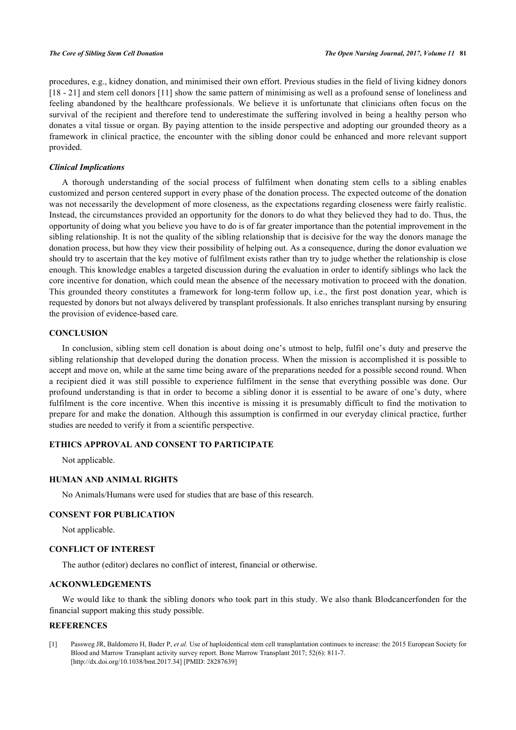procedures, e.g., kidney donation, and minimised their own effort. Previous studies in the field of living kidney donors [18 - 21] and stem cell donors [11] show the same pattern of minimising as well as a profound sense of loneliness and feeling abandoned by the healthcare professionals. We believe it is unfortunate that clinicians often focus on the survival of the recipient and therefore tend to underestimate the suffering involved in being a healthy person who donates a vital tissue or organ. By paying attention to the inside perspective and adopting our grounded theory as a framework in clinical practice, the encounter with the sibling donor could be enhanced and more relevant support provided.

### *Clinical Implications*

A thorough understanding of the social process of fulfilment when donating stem cells to a sibling enables customized and person centered support in every phase of the donation process. The expected outcome of the donation was not necessarily the development of more closeness, as the expectations regarding closeness were fairly realistic. Instead, the circumstances provided an opportunity for the donors to do what they believed they had to do. Thus, the opportunity of doing what you believe you have to do is of far greater importance than the potential improvement in the sibling relationship. It is not the quality of the sibling relationship that is decisive for the way the donors manage the donation process, but how they view their possibility of helping out. As a consequence, during the donor evaluation we should try to ascertain that the key motive of fulfilment exists rather than try to judge whether the relationship is close enough. This knowledge enables a targeted discussion during the evaluation in order to identify siblings who lack the core incentive for donation, which could mean the absence of the necessary motivation to proceed with the donation. This grounded theory constitutes a framework for long-term follow up, i.e., the first post donation year, which is requested by donors but not always delivered by transplant professionals. It also enriches transplant nursing by ensuring the provision of evidence-based care.

## CONCLUSION

In conclusion, sibling stem cell donation is about doing one's utmost to help, fulfil one's duty and preserve the sibling relationship that developed during the donation process. When the mission is accomplished it is possible to accept and move on, while at the same time being aware of the preparations needed for a possible second round. When a recipient died it was still possible to experience fulfilment in the sense that everything possible was done. Our profound understanding is that in order to become a sibling donor it is essential to be aware of one's duty, where fulfilment is the core incentive. When this incentive is missing it is presumably difficult to find the motivation to prepare for and make the donation. Although this assumption is confirmed in our everyday clinical practice, further studies are needed to verify it from a scientific perspective.

## ETHICS APPROVAL AND CONSENT TO PARTICIPATE

Not applicable.

## HUMAN AND ANIMAL RIGHTS

No Animals/Humans were used for studies that are base of this research.

## CONSENT FOR PUBLICATION

Not applicable.

## CONFLICT OF INTEREST

The author (editor) declares no conflict of interest, financial or otherwise.

## ACKONWLEDGEMENTS

We would like to thank the sibling donors who took part in this study. We also thank Blodcancerfonden for the financial support making this study possible.

## REFERENCES

[1] Passweg JR, Baldomero H, Bader P, *et al.* Use of haploidentical stem cell transplantation continues to increase: the 2015 European Society for Blood and Marrow Transplant activity survey report. Bone Marrow Transplant 2017; 52(6): 811-7. [http://dx.doi.org/10.1038/bmt.2017.34] [PMID: 28287639]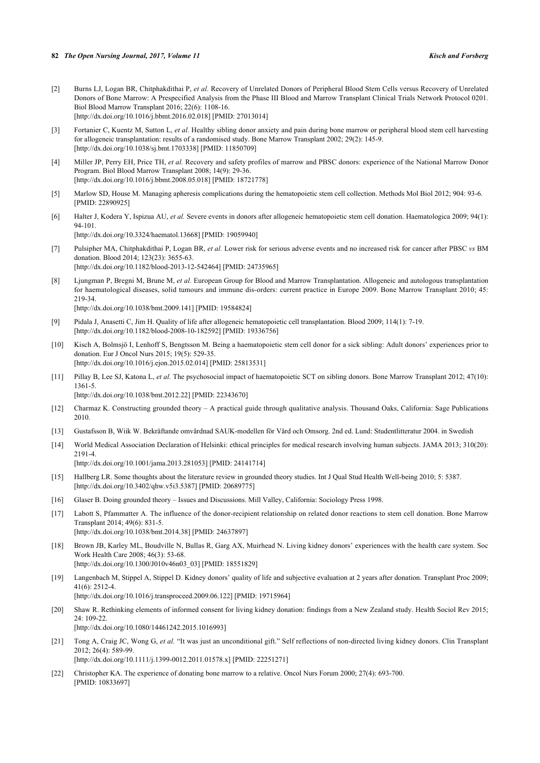[2] Burns LJ, Logan BR, Chitphakdithai P, *et al.* Recovery of Unrelated Donors of Peripheral Blood Stem Cells versus Recovery of Unrelated Donors of Bone Marrow: A Prespecified Analysis from the Phase III Blood and Marrow Transplant Clinical Trials Network Protocol 0201. Biol Blood Marrow Transplant 2016; 22(6): 1108-16.
[http://dx.doi.org/10.1016/j.bbmt.2016.02.018] [PMID: 27013014]

[3] Fortanier C, Kuentz M, Sutton L, *et al.* Healthy sibling donor anxiety and pain during bone marrow or peripheral blood stem cell harvesting for allogeneic transplantation: results of a randomised study. Bone Marrow Transplant 2002; 29(2): 145-9.
[http://dx.doi.org/10.1038/sj.bmt.1703338] [PMID: 11850709]

[4] Miller JP, Perry EH, Price TH, *et al.* Recovery and safety profiles of marrow and PBSC donors: experience of the National Marrow Donor Program. Biol Blood Marrow Transplant 2008; 14(9): 29-36.
[http://dx.doi.org/10.1016/j.bbmt.2008.05.018] [PMID: 18721778]

[5] Marlow SD, House M. Managing apheresis complications during the hematopoietic stem cell collection. Methods Mol Biol 2012; 904: 93-6. [PMID: 22890925]

[6] Halter J, Kodera Y, Ispizua AU, *et al.* Severe events in donors after allogeneic hematopoietic stem cell donation. Haematologica 2009; 94(1): 94-101.
[http://dx.doi.org/10.3324/haematol.13668] [PMID: 19059940]

[7] Pulsipher MA, Chitphakdithai P, Logan BR, *et al.* Lower risk for serious adverse events and no increased risk for cancer after PBSC *vs* BM donation. Blood 2014; 123(23): 3655-63.
[http://dx.doi.org/10.1182/blood-2013-12-542464] [PMID: 24735965]

[8] Ljungman P, Bregni M, Brune M, *et al.* European Group for Blood and Marrow Transplantation. Allogeneic and autologous transplantation for haematological diseases, solid tumours and immune dis-orders: current practice in Europe 2009. Bone Marrow Transplant 2010; 45: 219-34.
[http://dx.doi.org/10.1038/bmt.2009.141] [PMID: 19584824]

[9] Pidala J, Anasetti C, Jim H. Quality of life after allogeneic hematopoietic cell transplantation. Blood 2009; 114(1): 7-19.
[http://dx.doi.org/10.1182/blood-2008-10-182592] [PMID: 19336756]

[10] Kisch A, Bolmsjö I, Lenhoff S, Bengtsson M. Being a haematopoietic stem cell donor for a sick sibling: Adult donors' experiences prior to donation. Eur J Oncol Nurs 2015; 19(5): 529-35.
[http://dx.doi.org/10.1016/j.ejon.2015.02.014] [PMID: 25813531]

[11] Pillay B, Lee SJ, Katona L, *et al.* The psychosocial impact of haematopoietic SCT on sibling donors. Bone Marrow Transplant 2012; 47(10): 1361-5.
[http://dx.doi.org/10.1038/bmt.2012.22] [PMID: 22343670]

[12] Charmaz K. Constructing grounded theory – A practical guide through qualitative analysis. Thousand Oaks, California: Sage Publications 2010.

[13] Gustafsson B, Wiik W. Bekräftande omvårdnad SAUK-modellen för Vård och Omsorg. 2nd ed. Lund: Studentlitteratur 2004. in Swedish

[14] World Medical Association Declaration of Helsinki: ethical principles for medical research involving human subjects. JAMA 2013; 310(20): 2191-4.
[http://dx.doi.org/10.1001/jama.2013.281053] [PMID: 24141714]

[15] Hallberg LR. Some thoughts about the literature review in grounded theory studies. Int J Qual Stud Health Well-being 2010; 5: 5387.
[http://dx.doi.org/10.3402/qhw.v5i3.5387] [PMID: 20689775]

[16] Glaser B. Doing grounded theory – Issues and Discussions. Mill Valley, California: Sociology Press 1998.

[17] Labott S, Pfammatter A. The influence of the donor-recipient relationship on related donor reactions to stem cell donation. Bone Marrow Transplant 2014; 49(6): 831-5.
[http://dx.doi.org/10.1038/bmt.2014.38] [PMID: 24637897]

[18] Brown JB, Karley ML, Boudville N, Bullas R, Garg AX, Muirhead N. Living kidney donors' experiences with the health care system. Soc Work Health Care 2008; 46(3): 53-68.
[http://dx.doi.org/10.1300/J010v46n03_03] [PMID: 18551829]

[19] Langenbach M, Stippel A, Stippel D. Kidney donors' quality of life and subjective evaluation at 2 years after donation. Transplant Proc 2009; 41(6): 2512-4.
[http://dx.doi.org/10.1016/j.transproceed.2009.06.122] [PMID: 19715964]

[20] Shaw R. Rethinking elements of informed consent for living kidney donation: findings from a New Zealand study. Health Sociol Rev 2015; 24: 109-22.
[http://dx.doi.org/10.1080/14461242.2015.1016993]

[21] Tong A, Craig JC, Wong G, *et al.* "It was just an unconditional gift." Self reflections of non-directed living kidney donors. Clin Transplant 2012; 26(4): 589-99.
[http://dx.doi.org/10.1111/j.1399-0012.2011.01578.x] [PMID: 22251271]

[22] Christopher KA. The experience of donating bone marrow to a relative. Oncol Nurs Forum 2000; 27(4): 693-700. [PMID: 10833697]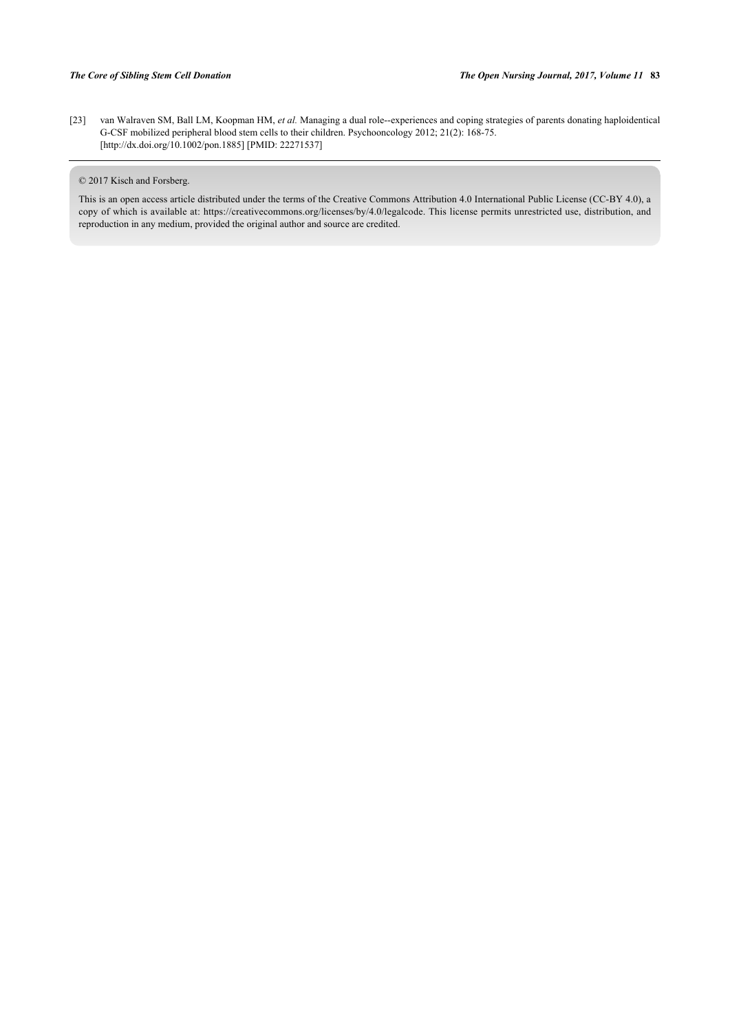[23] van Walraven SM, Ball LM, Koopman HM, *et al.* Managing a dual role--experiences and coping strategies of parents donating haploidentical G-CSF mobilized peripheral blood stem cells to their children. Psychooncology 2012; 21(2): 168-75. [http://dx.doi.org/10.1002/pon.1885] [PMID: 22271537]

---

© 2017 Kisch and Forsberg.

This is an open access article distributed under the terms of the Creative Commons Attribution 4.0 International Public License (CC-BY 4.0), a copy of which is available at: https://creativecommons.org/licenses/by/4.0/legalcode. This license permits unrestricted use, distribution, and reproduction in any medium, provided the original author and source are credited.